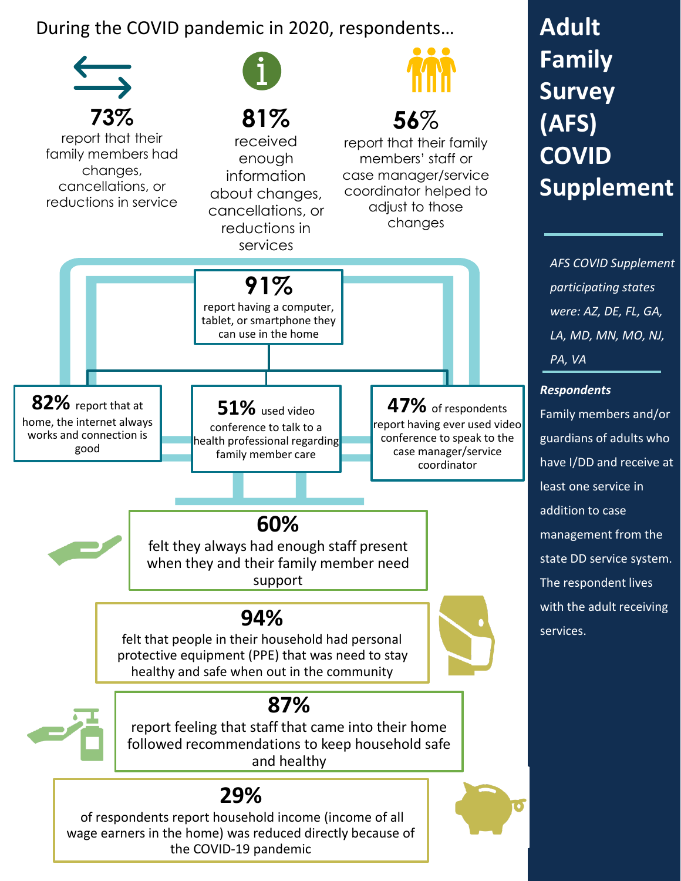# Adult Family Survey (AFS) COVID Supplement

*AFS COVID Supplement participating states were: AZ, DE, FL, GA, LA, MD, MN, MO, NJ, PA, VA*

***Respondents***

Family members and/or guardians of adults who have I/DD and receive at least one service in addition to case management from the state DD service system. The respondent lives with the adult receiving services.

During the COVID pandemic in 2020, respondents…

**73%** report that their family members had changes, cancellations, or reductions in service

**81%** received enough information about changes, cancellations, or reductions in services

**56%** report that their family members' staff or case manager/service coordinator helped to adjust to those changes

**91%** report having a computer, tablet, or smartphone they can use in the home

**82%** report that at home, the internet always works and connection is good

**51%** used video conference to talk to a health professional regarding family member care

**47%** of respondents report having ever used video conference to speak to the case manager/service coordinator

**60%** felt they always had enough staff present when they and their family member need support

**94%** felt that people in their household had personal protective equipment (PPE) that was need to stay healthy and safe when out in the community

**87%** report feeling that staff that came into their home followed recommendations to keep household safe and healthy

**29%** of respondents report household income (income of all wage earners in the home) was reduced directly because of the COVID-19 pandemic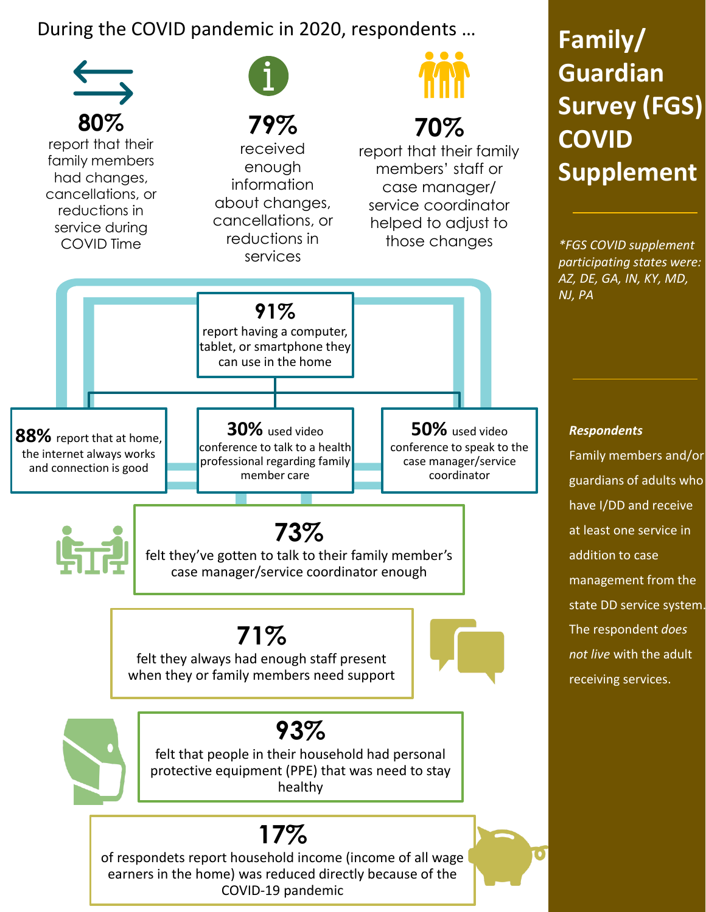# Family/ Guardian Survey (FGS) COVID Supplement

*\*FGS COVID supplement participating states were: AZ, DE, GA, IN, KY, MD, NJ, PA*

***Respondents***

Family members and/or guardians of adults who have I/DD and receive at least one service in addition to case management from the state DD service system. The respondent *does not live* with the adult receiving services.

## During the COVID pandemic in 2020, respondents …

**80%** report that their family members had changes, cancellations, or reductions in service during COVID Time

**79%** received enough information about changes, cancellations, or reductions in services

**70%** report that their family members' staff or case manager/ service coordinator helped to adjust to those changes

**91%** report having a computer, tablet, or smartphone they can use in the home

**88%** report that at home, the internet always works and connection is good

**30%** used video conference to talk to a health professional regarding family member care

**50%** used video conference to speak to the case manager/service coordinator

**73%** felt they've gotten to talk to their family member's case manager/service coordinator enough

**71%** felt they always had enough staff present when they or family members need support

**93%** felt that people in their household had personal protective equipment (PPE) that was need to stay healthy

**17%** of respondets report household income (income of all wage earners in the home) was reduced directly because of the COVID-19 pandemic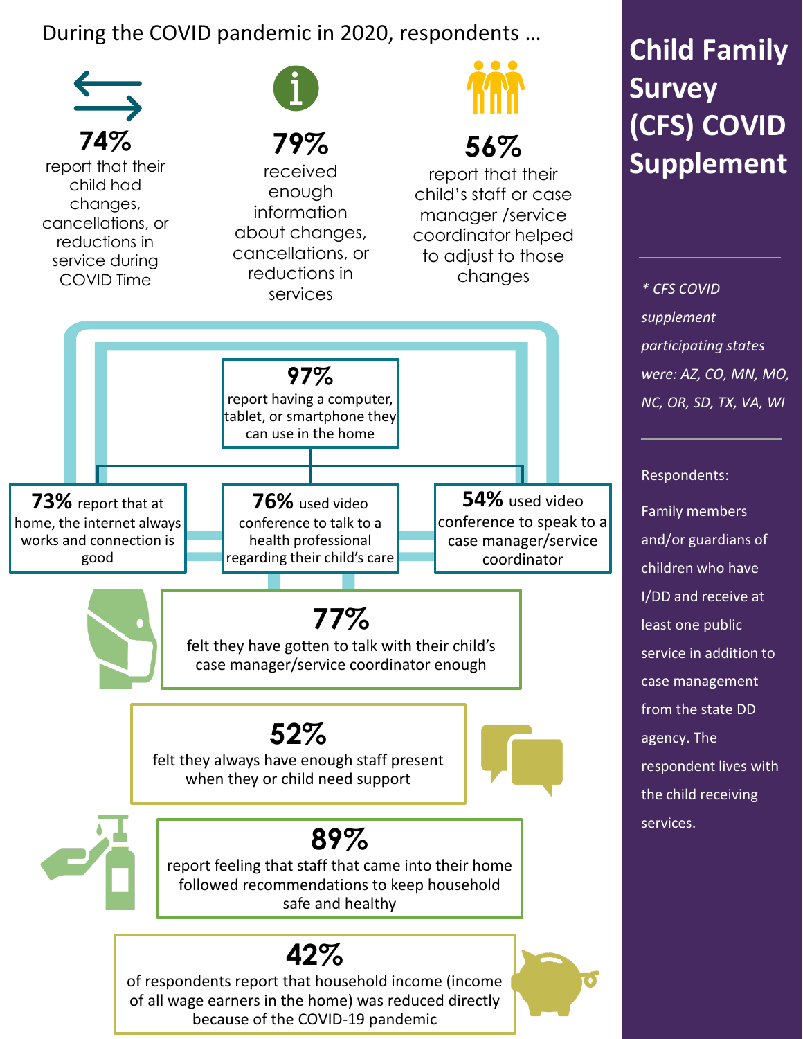# Child Family Survey (CFS) COVID Supplement

*\* CFS COVID supplement participating states were: AZ, CO, MN, MO, NC, OR, SD, TX, VA, WI*

Respondents:

Family members and/or guardians of children who have I/DD and receive at least one public service in addition to case management from the state DD agency. The respondent lives with the child receiving services.

During the COVID pandemic in 2020, respondents …

**74%** report that their child had changes, cancellations, or reductions in service during COVID Time

**79%** received enough information about changes, cancellations, or reductions in services

**56%** report that their child's staff or case manager /service coordinator helped to adjust to those changes

**97%** report having a computer, tablet, or smartphone they can use in the home

**73%** report that at home, the internet always works and connection is good

**76%** used video conference to talk to a health professional regarding their child's care

**54%** used video conference to speak to a case manager/service coordinator

**77%** felt they have gotten to talk with their child's case manager/service coordinator enough

**52%** felt they always have enough staff present when they or child need support

**89%** report feeling that staff that came into their home followed recommendations to keep household safe and healthy

**42%** of respondents report that household income (income of all wage earners in the home) was reduced directly because of the COVID-19 pandemic